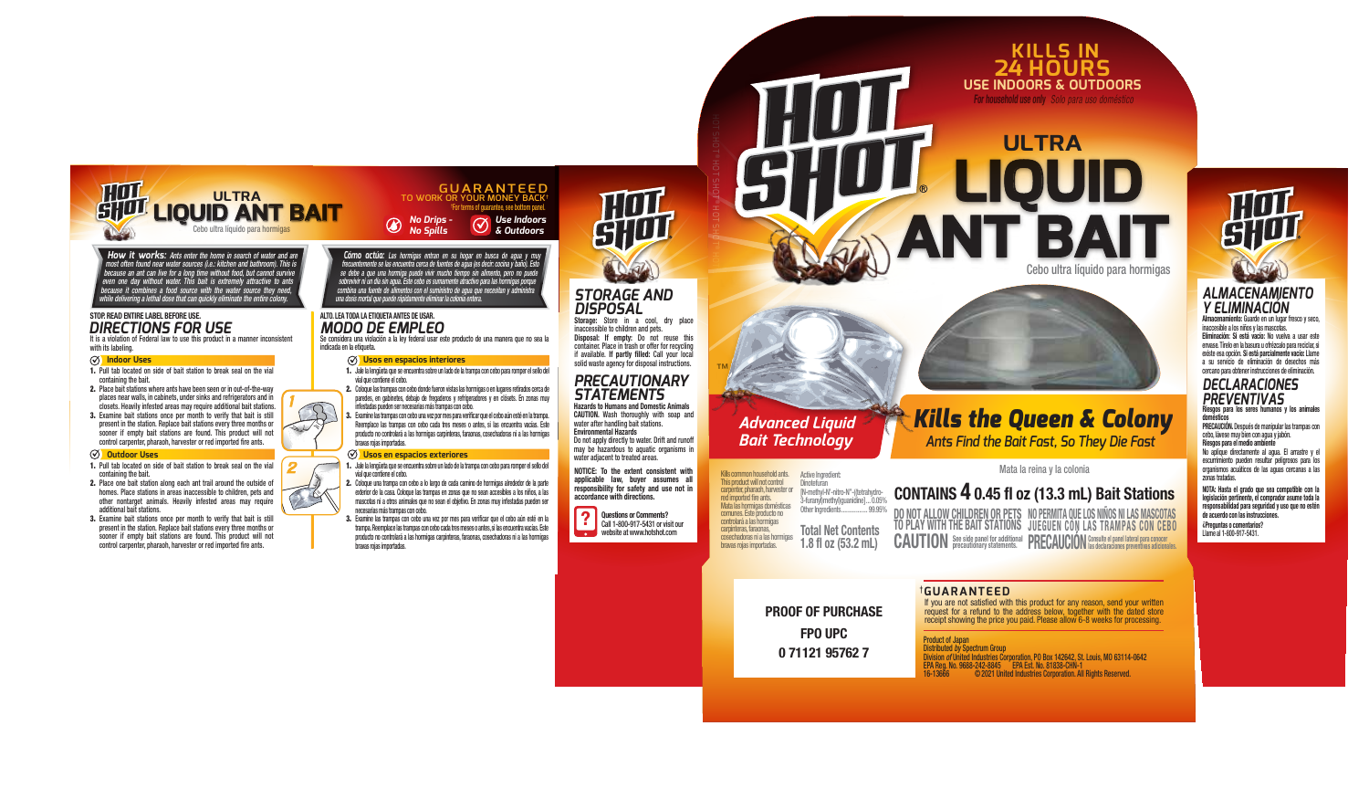# HOT SHOT ULTRA LIQUID ANT BAIT

Cebo ultra líquido para hormigas

**GUARANTEED** TO WORK OR YOUR MONEY BACK![†]

[†]For terms of guarantee, see bottom panel.

*No Drips - No Spills*

*Use Indoors & Outdoors*

***How it works:*** *Ants enter the home in search of water and are most often found near water sources (i.e.: kitchen and bathroom). This is because an ant can live for a long time without food, but cannot survive even one day without water. This bait is extremely attractive to ants because it combines a food source with the water source they need, while delivering a lethal dose that can quickly eliminate the entire colony.*

***Cómo actúa:*** *Las hormigas entran en su hogar en busca de agua y muy frecuentemente se las encuentra cerca de fuentes de agua (es decir: cocina y baño). Esto se debe a que una hormiga puede vivir mucho tiempo sin alimento, pero no puede sobrevivir ni un día sin agua. Este cebo es sumamente atractivo para las hormigas porque combina una fuente de alimentos con el suministro de agua que necesitan y administra una dosis mortal que puede rápidamente eliminar la colonia entera.*

**STOP. READ ENTIRE LABEL BEFORE USE.**

## DIRECTIONS FOR USE

It is a violation of Federal law to use this product in a manner inconsistent with its labeling.

### Indoor Uses

1. Pull tab located on side of bait station to break seal on the vial containing the bait.
2. Place bait stations where ants have been seen or in out-of-the-way places near walls, in cabinets, under sinks and refrigerators and in closets. Heavily infested areas may require additional bait stations.
3. Examine bait stations once per month to verify that bait is still present in the station. Replace bait stations every three months or sooner if empty bait stations are found. This product will not control carpenter, pharaoh, harvester or red imported fire ants.

### Outdoor Uses

1. Pull tab located on side of bait station to break seal on the vial containing the bait.
2. Place one bait station along each ant trail around the outside of homes. Place stations in areas inaccessible to children, pets and other nontarget animals. Heavily infested areas may require additional bait stations.
3. Examine bait stations once per month to verify that bait is still present in the station. Replace bait stations every three months or sooner if empty bait stations are found. This product will not control carpenter, pharaoh, harvester or red imported fire ants.

**ALTO. LEA TODA LA ETIQUETA ANTES DE USAR.**

## MODO DE EMPLEO

Se considera una violación a la ley federal usar este producto de una manera que no sea la indicada en la etiqueta.

### Usos en espacios interiores

1. Jale la lengüeta que se encuentra sobre un lado de la trampa con cebo para romper el sello del vial que contiene el cebo.
2. Coloque las trampas con cebo donde fueron vistas las hormigas o en lugares retirados cerca de paredes, en gabinetes, debajo de fregaderos y refrigeradores y en closets. En zonas muy infestadas pueden ser necesarias más trampas con cebo.
3. Examine las trampas con cebo una vez por mes para verificar que el cebo aún esté en la trampa. Reemplace las trampas con cebo cada tres meses o antes, si las encuentra vacías. Este producto no controlará a las hormigas carpinteras, faraonas, cosechadoras ni a las hormigas bravas rojas importadas.

### Usos en espacios exteriores

1. Jale la lengüeta que se encuentra sobre un lado de la trampa con cebo para romper el sello del vial que contiene el cebo.
2. Coloque una trampa con cebo a lo largo de cada camino de hormigas alrededor de la parte exterior de la casa. Coloque las trampas en zonas que no sean accesibles a los niños, a las mascotas ni a otros animales que no sean el objetivo. En zonas muy infestadas pueden ser necesarias más trampas con cebo.
3. Examine las trampas con cebo una vez por mes para verificar que el cebo aún esté en la trampa. Reemplace las trampas con cebo cada tres meses o antes, si las encuentra vacías. Este producto no controlará a las hormigas carpinteras, faraonas, cosechadoras ni a las hormigas bravas rojas importadas.

## STORAGE AND DISPOSAL

**Storage:** Store in a cool, dry place inaccessible to children and pets.
**Disposal:** **If empty:** Do not reuse this container. Place in trash or offer for recycling if available. **If partly filled:** Call your local solid waste agency for disposal instructions.

## PRECAUTIONARY STATEMENTS

**Hazards to Humans and Domestic Animals**
**CAUTION.** Wash thoroughly with soap and water after handling bait stations.
**Environmental Hazards**
Do not apply directly to water. Drift and runoff may be hazardous to aquatic organisms in water adjacent to treated areas.

**NOTICE: To the extent consistent with applicable law, buyer assumes all responsibility for safety and use not in accordance with directions.**

Questions or Comments? Call 1-800-917-5431 or visit our website at www.hotshot.com

# HOT SHOT® ULTRA LIQUID ANT BAIT

**KILLS IN 24 HOURS**
**USE INDOORS & OUTDOORS**
*For household use only* *Solo para uso doméstico*

Cebo ultra líquido para hormigas

*Advanced Liquid Bait Technology*™

***Kills the Queen & Colony***
*Ants Find the Bait Fast, So They Die Fast*

Mata la reina y la colonia

Kills common household ants. This product will not control carpenter, pharaoh, harvester or red imported fire ants.
Mata las hormigas domésticas comunes. Este producto no controlará a las hormigas carpinteras, faraonas, cosechadoras ni a las hormigas bravas rojas importadas.

Active Ingredient:
Dinotefuran
[N-methyl-N'-nitro-N''-((tetrahydro-3-furanyl)methyl)guanidine] ... 0.05%
Other Ingredients ... 99.95%

**Total Net Contents 1.8 fl oz (53.2 mL)**

**CONTAINS 4 0.45 fl oz (13.3 mL) Bait Stations**

**DO NOT ALLOW CHILDREN OR PETS TO PLAY WITH THE BAIT STATIONS**
**NO PERMITA QUE LOS NIÑOS NI LAS MASCOTAS JUEGUEN CON LAS TRAMPAS CON CEBO**

**CAUTION** See side panel for additional precautionary statements.
**PRECAUCIÓN** Consulte el panel lateral para conocer las declaraciones preventivas adicionales.

**PROOF OF PURCHASE**
**FPO UPC**
**0 71121 95762 7**

[†]**GUARANTEED**
If you are not satisfied with this product for any reason, send your written request for a refund to the address below, together with the dated store receipt showing the price you paid. Please allow 6-8 weeks for processing.

Product of Japan
Distributed by Spectrum Group
Division of United Industries Corporation, PO Box 142642, St. Louis, MO 63114-0642
EPA Reg. No. 9688-242-8845 EPA Est. No. 81838-CHN-1
16-13666 © 2021 United Industries Corporation. All Rights Reserved.

## ALMACENAMIENTO Y ELIMINACIÓN

**Almacenamiento:** Guarde en un lugar fresco y seco, inaccesible a los niños y las mascotas.
**Eliminación: Si está vacío:** No vuelva a usar este envase. Tírelo en la basura u ofrézcalo para reciclar, si existe esa opción. **Si está parcialmente vacío:** Llame a su servicio de eliminación de desechos más cercano para obtener instrucciones de eliminación.

## DECLARACIONES PREVENTIVAS

**Riesgos para los seres humanos y los animales domésticos**
**PRECAUCIÓN.** Después de manipular las trampas con cebo, lávese muy bien con agua y jabón.
**Riesgos para el medio ambiente**
No aplique directamente al agua. El arrastre y el escurrimiento pueden resultar peligrosos para los organismos acuáticos de las aguas cercanas a las zonas tratadas.

**NOTA: Hasta el grado que sea compatible con la legislación pertinente, el comprador asume toda la responsabilidad para seguridad y uso que no estén de acuerdo con las instrucciones.**

¿Preguntas o comentarios? Llame al 1-800-917-5431.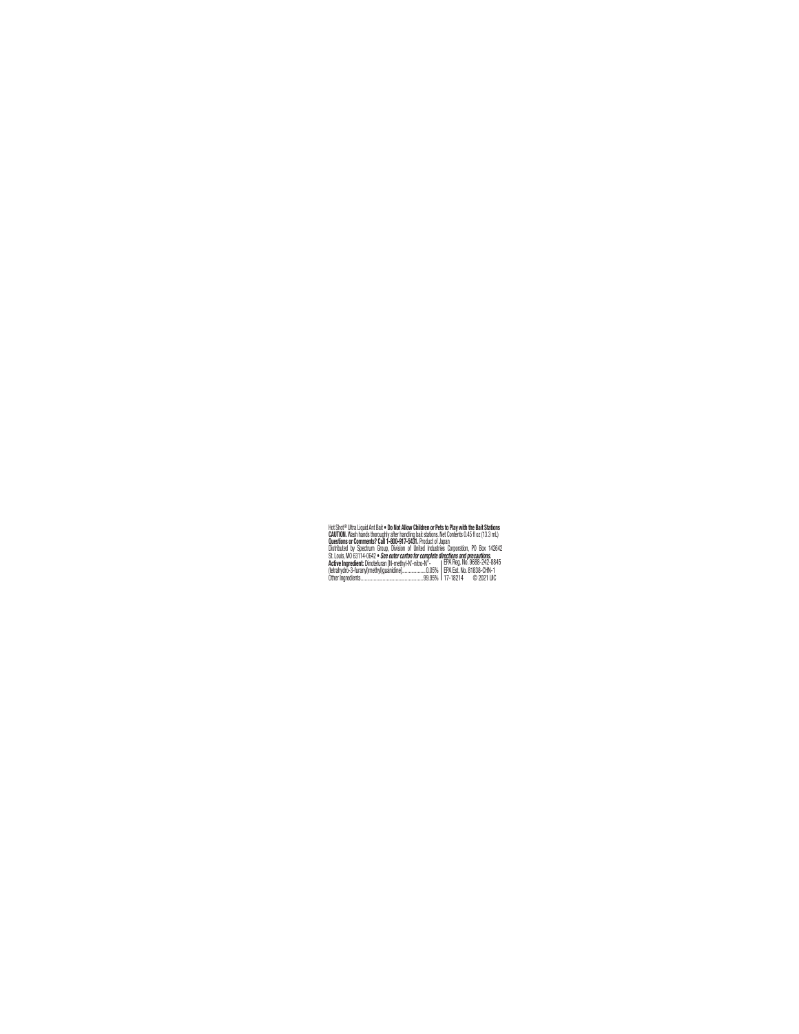Hot Shot® Ultra Liquid Ant Bait • **Do Not Allow Children or Pets to Play with the Bait Stations**
**CAUTION.** Wash hands thoroughly after handling bait stations. Net Contents 0.45 fl oz (13.3 mL)
**Questions or Comments? Call 1-800-917-5431.** Product of Japan
Distributed by Spectrum Group, Division of United Industries Corporation, PO Box 142642
St. Louis, MO 63114-0642 • ***See outer carton for complete directions and precautions.***

| | | |
|---|---|---|
| **Active Ingredient:** Dinotefuran [N-methyl-N'-nitro-N''-(tetrahydro-3-furanyl)methyl)guanidine] | 0.05% | EPA Reg. No. 9688-242-8845 |
| | | EPA Est. No. 81838-CHN-1 |
| Other Ingredients | 99.95% | 17-18214 © 2021 UIC |